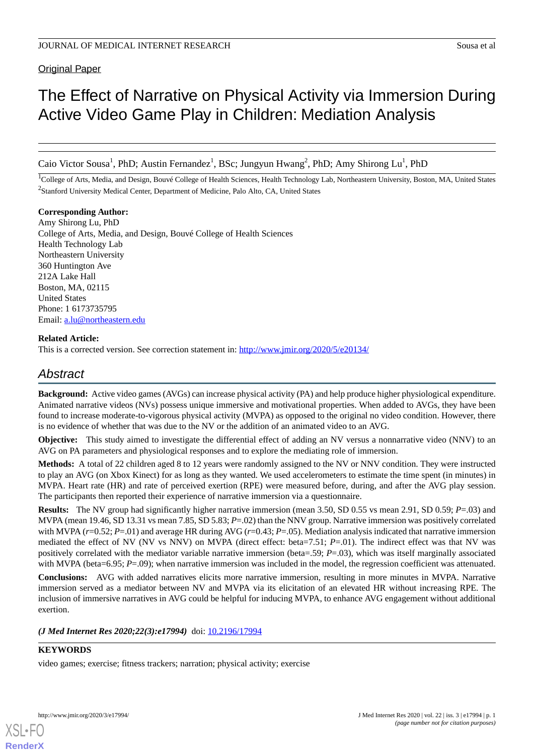Original Paper

# The Effect of Narrative on Physical Activity via Immersion During Active Video Game Play in Children: Mediation Analysis

Caio Victor Sousa[1], PhD; Austin Fernandez[1], BSc; Jungyun Hwang[2], PhD; Amy Shirong Lu[1], PhD

[1]College of Arts, Media, and Design, Bouvé College of Health Sciences, Health Technology Lab, Northeastern University, Boston, MA, United States

[2]Stanford University Medical Center, Department of Medicine, Palo Alto, CA, United States

**Corresponding Author:**
Amy Shirong Lu, PhD
College of Arts, Media, and Design, Bouvé College of Health Sciences
Health Technology Lab
Northeastern University
360 Huntington Ave
212A Lake Hall
Boston, MA, 02115
United States
Phone: 1 6173735795
Email: a.lu@northeastern.edu

**Related Article:**
This is a corrected version. See correction statement in: http://www.jmir.org/2020/5/e20134/

## Abstract

**Background:** Active video games (AVGs) can increase physical activity (PA) and help produce higher physiological expenditure. Animated narrative videos (NVs) possess unique immersive and motivational properties. When added to AVGs, they have been found to increase moderate-to-vigorous physical activity (MVPA) as opposed to the original no video condition. However, there is no evidence of whether that was due to the NV or the addition of an animated video to an AVG.

**Objective:** This study aimed to investigate the differential effect of adding an NV versus a nonnarrative video (NNV) to an AVG on PA parameters and physiological responses and to explore the mediating role of immersion.

**Methods:** A total of 22 children aged 8 to 12 years were randomly assigned to the NV or NNV condition. They were instructed to play an AVG (on Xbox Kinect) for as long as they wanted. We used accelerometers to estimate the time spent (in minutes) in MVPA. Heart rate (HR) and rate of perceived exertion (RPE) were measured before, during, and after the AVG play session. The participants then reported their experience of narrative immersion via a questionnaire.

**Results:** The NV group had significantly higher narrative immersion (mean 3.50, SD 0.55 vs mean 2.91, SD 0.59; *P*=.03) and MVPA (mean 19.46, SD 13.31 vs mean 7.85, SD 5.83; *P*=.02) than the NNV group. Narrative immersion was positively correlated with MVPA (*r*=0.52; *P*=.01) and average HR during AVG (*r*=0.43; *P*=.05). Mediation analysis indicated that narrative immersion mediated the effect of NV (NV vs NNV) on MVPA (direct effect: beta=7.51; *P*=.01). The indirect effect was that NV was positively correlated with the mediator variable narrative immersion (beta=.59; *P*=.03), which was itself marginally associated with MVPA (beta=6.95; *P*=.09); when narrative immersion was included in the model, the regression coefficient was attenuated.

**Conclusions:** AVG with added narratives elicits more narrative immersion, resulting in more minutes in MVPA. Narrative immersion served as a mediator between NV and MVPA via its elicitation of an elevated HR without increasing RPE. The inclusion of immersive narratives in AVG could be helpful for inducing MVPA, to enhance AVG engagement without additional exertion.

***(J Med Internet Res 2020;22(3):e17994)*** doi: 10.2196/17994

**KEYWORDS**

video games; exercise; fitness trackers; narration; physical activity; exercise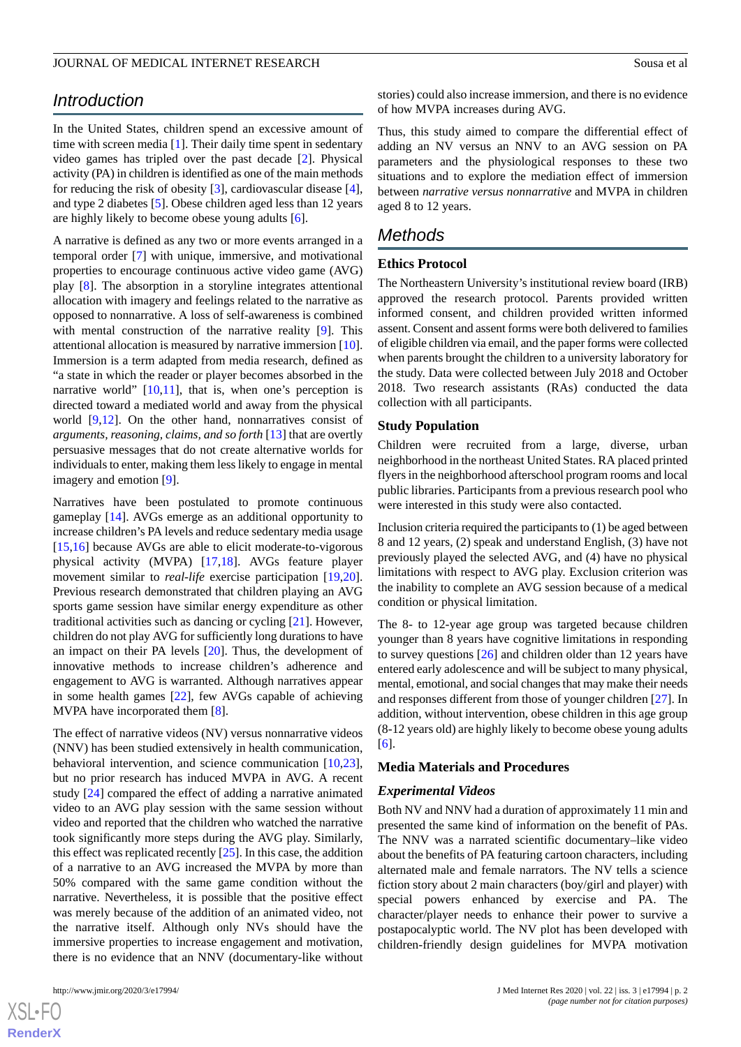## Introduction

In the United States, children spend an excessive amount of time with screen media [1]. Their daily time spent in sedentary video games has tripled over the past decade [2]. Physical activity (PA) in children is identified as one of the main methods for reducing the risk of obesity [3], cardiovascular disease [4], and type 2 diabetes [5]. Obese children aged less than 12 years are highly likely to become obese young adults [6].

A narrative is defined as any two or more events arranged in a temporal order [7] with unique, immersive, and motivational properties to encourage continuous active video game (AVG) play [8]. The absorption in a storyline integrates attentional allocation with imagery and feelings related to the narrative as opposed to nonnarrative. A loss of self-awareness is combined with mental construction of the narrative reality [9]. This attentional allocation is measured by narrative immersion [10]. Immersion is a term adapted from media research, defined as "a state in which the reader or player becomes absorbed in the narrative world" [10,11], that is, when one's perception is directed toward a mediated world and away from the physical world [9,12]. On the other hand, nonnarratives consist of *arguments, reasoning, claims, and so forth* [13] that are overtly persuasive messages that do not create alternative worlds for individuals to enter, making them less likely to engage in mental imagery and emotion [9].

Narratives have been postulated to promote continuous gameplay [14]. AVGs emerge as an additional opportunity to increase children's PA levels and reduce sedentary media usage [15,16] because AVGs are able to elicit moderate-to-vigorous physical activity (MVPA) [17,18]. AVGs feature player movement similar to *real-life* exercise participation [19,20]. Previous research demonstrated that children playing an AVG sports game session have similar energy expenditure as other traditional activities such as dancing or cycling [21]. However, children do not play AVG for sufficiently long durations to have an impact on their PA levels [20]. Thus, the development of innovative methods to increase children's adherence and engagement to AVG is warranted. Although narratives appear in some health games [22], few AVGs capable of achieving MVPA have incorporated them [8].

The effect of narrative videos (NV) versus nonnarrative videos (NNV) has been studied extensively in health communication, behavioral intervention, and science communication [10,23], but no prior research has induced MVPA in AVG. A recent study [24] compared the effect of adding a narrative animated video to an AVG play session with the same session without video and reported that the children who watched the narrative took significantly more steps during the AVG play. Similarly, this effect was replicated recently [25]. In this case, the addition of a narrative to an AVG increased the MVPA by more than 50% compared with the same game condition without the narrative. Nevertheless, it is possible that the positive effect was merely because of the addition of an animated video, not the narrative itself. Although only NVs should have the immersive properties to increase engagement and motivation, there is no evidence that an NNV (documentary-like without stories) could also increase immersion, and there is no evidence of how MVPA increases during AVG.

Thus, this study aimed to compare the differential effect of adding an NV versus an NNV to an AVG session on PA parameters and the physiological responses to these two situations and to explore the mediation effect of immersion between *narrative versus nonnarrative* and MVPA in children aged 8 to 12 years.

## Methods

### Ethics Protocol

The Northeastern University's institutional review board (IRB) approved the research protocol. Parents provided written informed consent, and children provided written informed assent. Consent and assent forms were both delivered to families of eligible children via email, and the paper forms were collected when parents brought the children to a university laboratory for the study. Data were collected between July 2018 and October 2018. Two research assistants (RAs) conducted the data collection with all participants.

### Study Population

Children were recruited from a large, diverse, urban neighborhood in the northeast United States. RA placed printed flyers in the neighborhood afterschool program rooms and local public libraries. Participants from a previous research pool who were interested in this study were also contacted.

Inclusion criteria required the participants to (1) be aged between 8 and 12 years, (2) speak and understand English, (3) have not previously played the selected AVG, and (4) have no physical limitations with respect to AVG play. Exclusion criterion was the inability to complete an AVG session because of a medical condition or physical limitation.

The 8- to 12-year age group was targeted because children younger than 8 years have cognitive limitations in responding to survey questions [26] and children older than 12 years have entered early adolescence and will be subject to many physical, mental, emotional, and social changes that may make their needs and responses different from those of younger children [27]. In addition, without intervention, obese children in this age group (8-12 years old) are highly likely to become obese young adults [6].

### Media Materials and Procedures

#### *Experimental Videos*

Both NV and NNV had a duration of approximately 11 min and presented the same kind of information on the benefit of PAs. The NNV was a narrated scientific documentary–like video about the benefits of PA featuring cartoon characters, including alternated male and female narrators. The NV tells a science fiction story about 2 main characters (boy/girl and player) with special powers enhanced by exercise and PA. The character/player needs to enhance their power to survive a postapocalyptic world. The NV plot has been developed with children-friendly design guidelines for MVPA motivation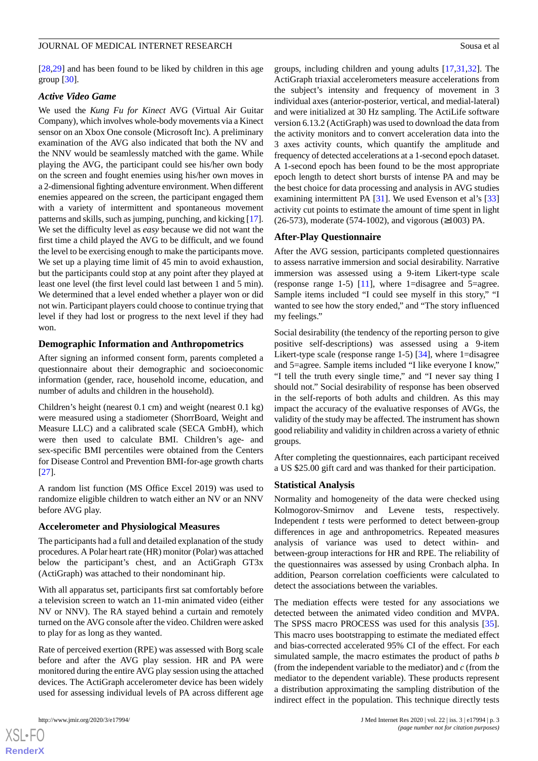[28,29] and has been found to be liked by children in this age group [30].

### Active Video Game

We used the *Kung Fu for Kinect* AVG (Virtual Air Guitar Company), which involves whole-body movements via a Kinect sensor on an Xbox One console (Microsoft Inc). A preliminary examination of the AVG also indicated that both the NV and the NNV would be seamlessly matched with the game. While playing the AVG, the participant could see his/her own body on the screen and fought enemies using his/her own moves in a 2-dimensional fighting adventure environment. When different enemies appeared on the screen, the participant engaged them with a variety of intermittent and spontaneous movement patterns and skills, such as jumping, punching, and kicking [17]. We set the difficulty level as *easy* because we did not want the first time a child played the AVG to be difficult, and we found the level to be exercising enough to make the participants move. We set up a playing time limit of 45 min to avoid exhaustion, but the participants could stop at any point after they played at least one level (the first level could last between 1 and 5 min). We determined that a level ended whether a player won or did not win. Participant players could choose to continue trying that level if they had lost or progress to the next level if they had won.

### Demographic Information and Anthropometrics

After signing an informed consent form, parents completed a questionnaire about their demographic and socioeconomic information (gender, race, household income, education, and number of adults and children in the household).

Children's height (nearest 0.1 cm) and weight (nearest 0.1 kg) were measured using a stadiometer (ShorrBoard, Weight and Measure LLC) and a calibrated scale (SECA GmbH), which were then used to calculate BMI. Children's age- and sex-specific BMI percentiles were obtained from the Centers for Disease Control and Prevention BMI-for-age growth charts [27].

A random list function (MS Office Excel 2019) was used to randomize eligible children to watch either an NV or an NNV before AVG play.

### Accelerometer and Physiological Measures

The participants had a full and detailed explanation of the study procedures. A Polar heart rate (HR) monitor (Polar) was attached below the participant's chest, and an ActiGraph GT3x (ActiGraph) was attached to their nondominant hip.

With all apparatus set, participants first sat comfortably before a television screen to watch an 11-min animated video (either NV or NNV). The RA stayed behind a curtain and remotely turned on the AVG console after the video. Children were asked to play for as long as they wanted.

Rate of perceived exertion (RPE) was assessed with Borg scale before and after the AVG play session. HR and PA were monitored during the entire AVG play session using the attached devices. The ActiGraph accelerometer device has been widely used for assessing individual levels of PA across different age groups, including children and young adults [17,31,32]. The ActiGraph triaxial accelerometers measure accelerations from the subject's intensity and frequency of movement in 3 individual axes (anterior-posterior, vertical, and medial-lateral) and were initialized at 30 Hz sampling. The ActiLife software version 6.13.2 (ActiGraph) was used to download the data from the activity monitors and to convert acceleration data into the 3 axes activity counts, which quantify the amplitude and frequency of detected accelerations at a 1-second epoch dataset. A 1-second epoch has been found to be the most appropriate epoch length to detect short bursts of intense PA and may be the best choice for data processing and analysis in AVG studies examining intermittent PA [31]. We used Evenson et al's [33] activity cut points to estimate the amount of time spent in light (26-573), moderate (574-1002), and vigorous (≥1003) PA.

### After-Play Questionnaire

After the AVG session, participants completed questionnaires to assess narrative immersion and social desirability. Narrative immersion was assessed using a 9-item Likert-type scale (response range 1-5) [11], where 1=disagree and 5=agree. Sample items included "I could see myself in this story," "I wanted to see how the story ended," and "The story influenced my feelings."

Social desirability (the tendency of the reporting person to give positive self-descriptions) was assessed using a 9-item Likert-type scale (response range 1-5) [34], where 1=disagree and 5=agree. Sample items included "I like everyone I know," "I tell the truth every single time," and "I never say thing I should not." Social desirability of response has been observed in the self-reports of both adults and children. As this may impact the accuracy of the evaluative responses of AVGs, the validity of the study may be affected. The instrument has shown good reliability and validity in children across a variety of ethnic groups.

After completing the questionnaires, each participant received a US $25.00 gift card and was thanked for their participation.

### Statistical Analysis

Normality and homogeneity of the data were checked using Kolmogorov-Smirnov and Levene tests, respectively. Independent *t* tests were performed to detect between-group differences in age and anthropometrics. Repeated measures analysis of variance was used to detect within- and between-group interactions for HR and RPE. The reliability of the questionnaires was assessed by using Cronbach alpha. In addition, Pearson correlation coefficients were calculated to detect the associations between the variables.

The mediation effects were tested for any associations we detected between the animated video condition and MVPA. The SPSS macro PROCESS was used for this analysis [35]. This macro uses bootstrapping to estimate the mediated effect and bias-corrected accelerated 95% CI of the effect. For each simulated sample, the macro estimates the product of paths *b* (from the independent variable to the mediator) and *c* (from the mediator to the dependent variable). These products represent a distribution approximating the sampling distribution of the indirect effect in the population. This technique directly tests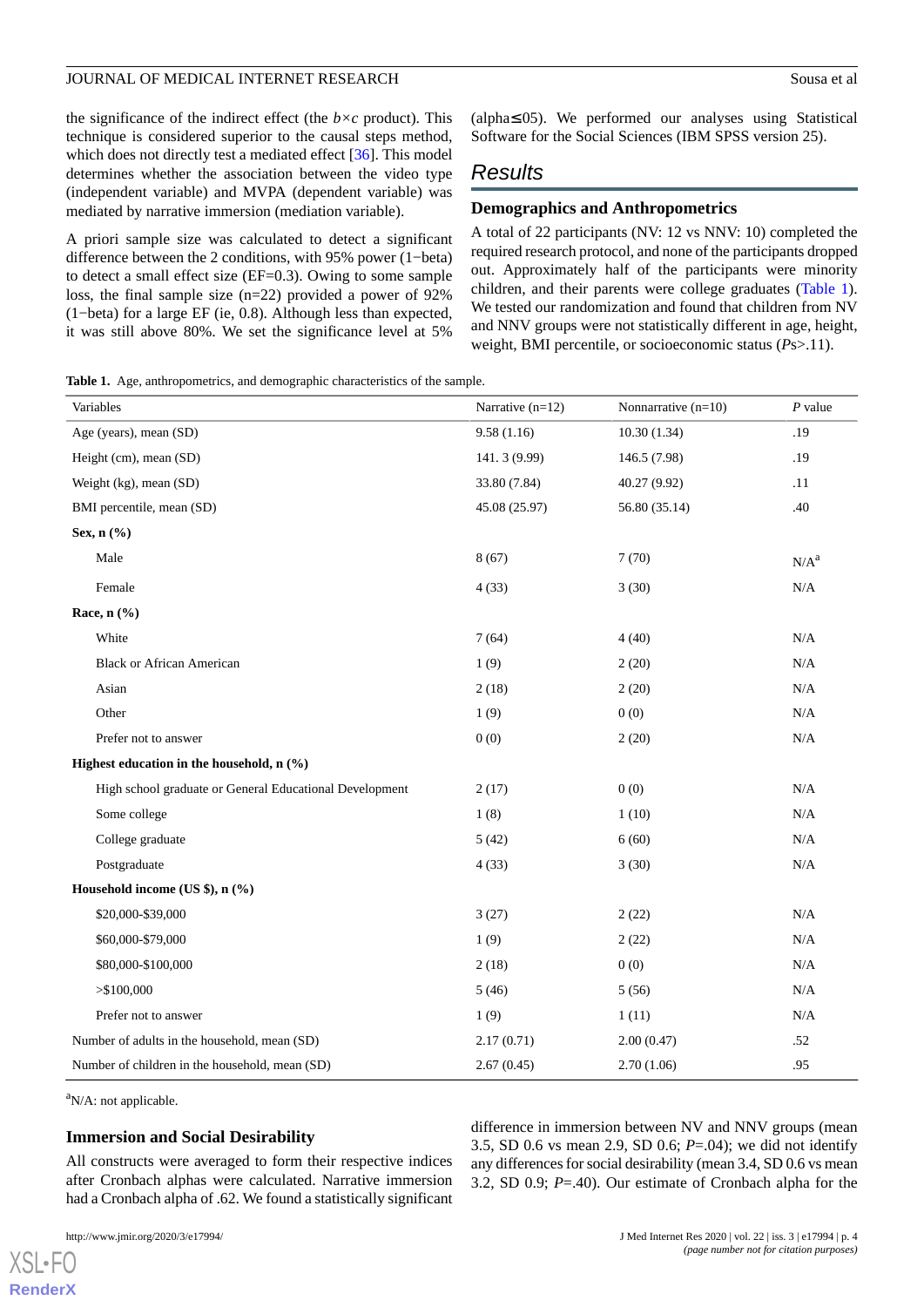the significance of the indirect effect (the *b*×*c* product). This technique is considered superior to the causal steps method, which does not directly test a mediated effect [36]. This model determines whether the association between the video type (independent variable) and MVPA (dependent variable) was mediated by narrative immersion (mediation variable).

A priori sample size was calculated to detect a significant difference between the 2 conditions, with 95% power (1−beta) to detect a small effect size (EF=0.3). Owing to some sample loss, the final sample size (n=22) provided a power of 92% (1−beta) for a large EF (ie, 0.8). Although less than expected, it was still above 80%. We set the significance level at 5% (alpha≤05). We performed our analyses using Statistical Software for the Social Sciences (IBM SPSS version 25).

## Results

### Demographics and Anthropometrics

A total of 22 participants (NV: 12 vs NNV: 10) completed the required research protocol, and none of the participants dropped out. Approximately half of the participants were minority children, and their parents were college graduates (Table 1). We tested our randomization and found that children from NV and NNV groups were not statistically different in age, height, weight, BMI percentile, or socioeconomic status (*P*s>.11).

**Table 1.** Age, anthropometrics, and demographic characteristics of the sample.

| Variables | Narrative (n=12) | Nonnarrative (n=10) | *P* value |
|---|---|---|---|
| Age (years), mean (SD) | 9.58 (1.16) | 10.30 (1.34) | .19 |
| Height (cm), mean (SD) | 141. 3 (9.99) | 146.5 (7.98) | .19 |
| Weight (kg), mean (SD) | 33.80 (7.84) | 40.27 (9.92) | .11 |
| BMI percentile, mean (SD) | 45.08 (25.97) | 56.80 (35.14) | .40 |
| **Sex, n (%)** | | | |
| Male | 8 (67) | 7 (70) | N/A[a] |
| Female | 4 (33) | 3 (30) | N/A |
| **Race, n (%)** | | | |
| White | 7 (64) | 4 (40) | N/A |
| Black or African American | 1 (9) | 2 (20) | N/A |
| Asian | 2 (18) | 2 (20) | N/A |
| Other | 1 (9) | 0 (0) | N/A |
| Prefer not to answer | 0 (0) | 2 (20) | N/A |
| **Highest education in the household, n (%)** | | | |
| High school graduate or General Educational Development | 2 (17) | 0 (0) | N/A |
| Some college | 1 (8) | 1 (10) | N/A |
| College graduate | 5 (42) | 6 (60) | N/A |
| Postgraduate | 4 (33) | 3 (30) | N/A |
| **Household income (US $), n (%)** | | | |
| $20,000-$39,000 | 3 (27) | 2 (22) | N/A |
| $60,000-$79,000 | 1 (9) | 2 (22) | N/A |
| $80,000-$100,000 | 2 (18) | 0 (0) | N/A |
| >$100,000 | 5 (46) | 5 (56) | N/A |
| Prefer not to answer | 1 (9) | 1 (11) | N/A |
| Number of adults in the household, mean (SD) | 2.17 (0.71) | 2.00 (0.47) | .52 |
| Number of children in the household, mean (SD) | 2.67 (0.45) | 2.70 (1.06) | .95 |

[a]N/A: not applicable.

### Immersion and Social Desirability

All constructs were averaged to form their respective indices after Cronbach alphas were calculated. Narrative immersion had a Cronbach alpha of .62. We found a statistically significant difference in immersion between NV and NNV groups (mean 3.5, SD 0.6 vs mean 2.9, SD 0.6; *P*=.04); we did not identify any differences for social desirability (mean 3.4, SD 0.6 vs mean 3.2, SD 0.9; *P*=.40). Our estimate of Cronbach alpha for the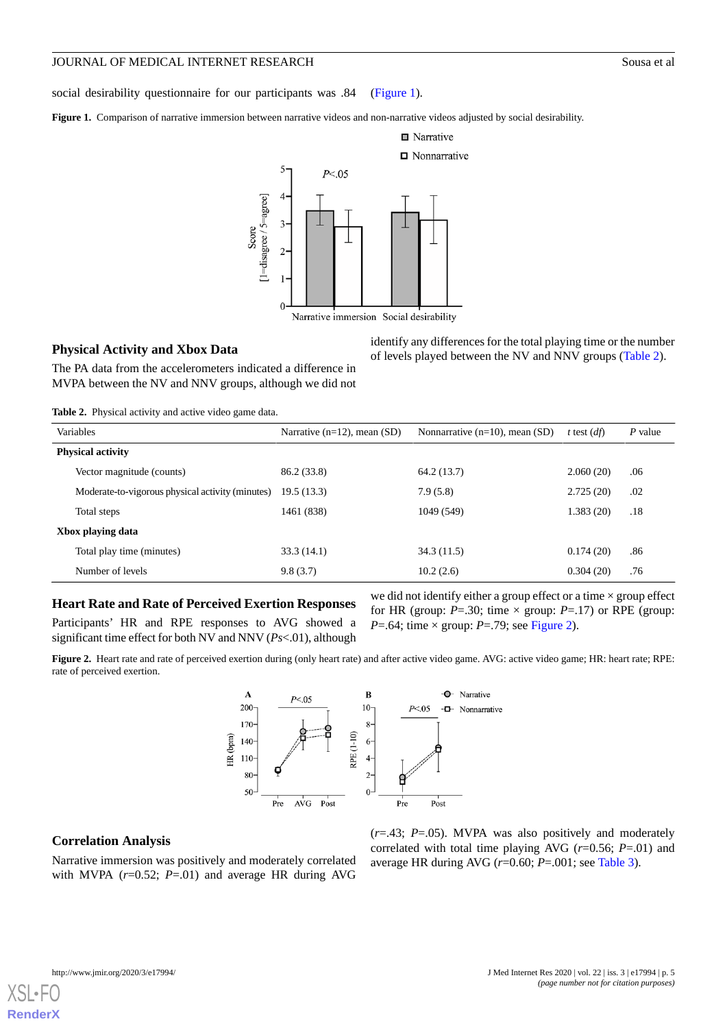social desirability questionnaire for our participants was .84 (Figure 1).

**Figure 1.** Comparison of narrative immersion between narrative videos and non-narrative videos adjusted by social desirability.

### Physical Activity and Xbox Data

The PA data from the accelerometers indicated a difference in MVPA between the NV and NNV groups, although we did not identify any differences for the total playing time or the number of levels played between the NV and NNV groups (Table 2).

**Table 2.** Physical activity and active video game data.

| Variables | Narrative (n=12), mean (SD) | Nonnarrative (n=10), mean (SD) | *t* test (*df*) | *P* value |
|---|---|---|---|---|
| **Physical activity** | | | | |
| Vector magnitude (counts) | 86.2 (33.8) | 64.2 (13.7) | 2.060 (20) | .06 |
| Moderate-to-vigorous physical activity (minutes) | 19.5 (13.3) | 7.9 (5.8) | 2.725 (20) | .02 |
| Total steps | 1461 (838) | 1049 (549) | 1.383 (20) | .18 |
| **Xbox playing data** | | | | |
| Total play time (minutes) | 33.3 (14.1) | 34.3 (11.5) | 0.174 (20) | .86 |
| Number of levels | 9.8 (3.7) | 10.2 (2.6) | 0.304 (20) | .76 |

### Heart Rate and Rate of Perceived Exertion Responses

Participants' HR and RPE responses to AVG showed a significant time effect for both NV and NNV (*Ps*<.01), although we did not identify either a group effect or a time × group effect for HR (group: *P*=.30; time × group: *P*=.17) or RPE (group: *P*=.64; time × group: *P*=.79; see Figure 2).

**Figure 2.** Heart rate and rate of perceived exertion during (only heart rate) and after active video game. AVG: active video game; HR: heart rate; RPE: rate of perceived exertion.

### Correlation Analysis

Narrative immersion was positively and moderately correlated with MVPA (*r*=0.52; *P*=.01) and average HR during AVG (*r*=.43; *P*=.05). MVPA was also positively and moderately correlated with total time playing AVG (*r*=0.56; *P*=.01) and average HR during AVG (*r*=0.60; *P*=.001; see Table 3).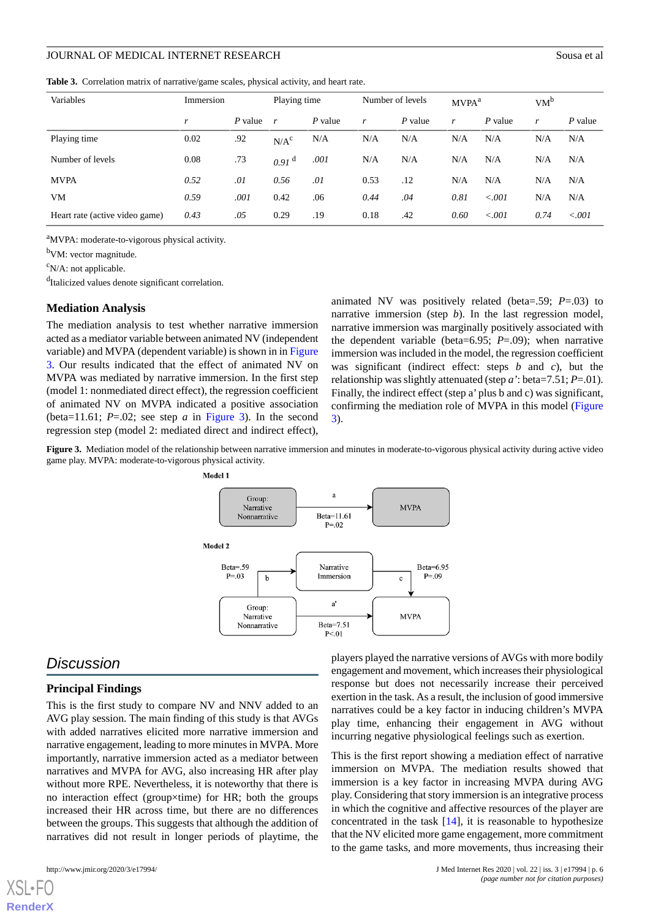**Table 3.** Correlation matrix of narrative/game scales, physical activity, and heart rate.

| Variables | Immersion | | Playing time | | Number of levels | | MVPA[a] | | VM[b] | |
|---|---|---|---|---|---|---|---|---|---|---|
| | *r* | *P* value | *r* | *P* value | *r* | *P* value | *r* | *P* value | *r* | *P* value |
| Playing time | 0.02 | .92 | N/A[c] | N/A | N/A | N/A | N/A | N/A | N/A | N/A |
| Number of levels | 0.08 | .73 | *0.91*[d] | *.001* | N/A | N/A | N/A | N/A | N/A | N/A |
| MVPA | *0.52* | *.01* | *0.56* | *.01* | 0.53 | .12 | N/A | N/A | N/A | N/A |
| VM | *0.59* | *.001* | 0.42 | .06 | *0.44* | *.04* | *0.81* | *<.001* | N/A | N/A |
| Heart rate (active video game) | *0.43* | *.05* | 0.29 | .19 | 0.18 | .42 | *0.60* | *<.001* | *0.74* | *<.001* |

[a]MVPA: moderate-to-vigorous physical activity.

[b]VM: vector magnitude.

[c]N/A: not applicable.

[d]Italicized values denote significant correlation.

### Mediation Analysis

The mediation analysis to test whether narrative immersion acted as a mediator variable between animated NV (independent variable) and MVPA (dependent variable) is shown in in Figure 3. Our results indicated that the effect of animated NV on MVPA was mediated by narrative immersion. In the first step (model 1: nonmediated direct effect), the regression coefficient of animated NV on MVPA indicated a positive association (beta=11.61; *P*=.02; see step *a* in Figure 3). In the second regression step (model 2: mediated direct and indirect effect), animated NV was positively related (beta=.59; *P*=.03) to narrative immersion (step *b*). In the last regression model, narrative immersion was marginally positively associated with the dependent variable (beta=6.95; *P*=.09); when narrative immersion was included in the model, the regression coefficient was significant (indirect effect: steps *b* and *c*), but the relationship was slightly attenuated (step *a'*: beta=7.51; *P*=.01). Finally, the indirect effect (step a' plus b and c) was significant, confirming the mediation role of MVPA in this model (Figure 3).

**Figure 3.** Mediation model of the relationship between narrative immersion and minutes in moderate-to-vigorous physical activity during active video game play. MVPA: moderate-to-vigorous physical activity.

## Discussion

### Principal Findings

This is the first study to compare NV and NNV added to an AVG play session. The main finding of this study is that AVGs with added narratives elicited more narrative immersion and narrative engagement, leading to more minutes in MVPA. More importantly, narrative immersion acted as a mediator between narratives and MVPA for AVG, also increasing HR after play without more RPE. Nevertheless, it is noteworthy that there is no interaction effect (group×time) for HR; both the groups increased their HR across time, but there are no differences between the groups. This suggests that although the addition of narratives did not result in longer periods of playtime, the players played the narrative versions of AVGs with more bodily engagement and movement, which increases their physiological response but does not necessarily increase their perceived exertion in the task. As a result, the inclusion of good immersive narratives could be a key factor in inducing children's MVPA play time, enhancing their engagement in AVG without incurring negative physiological feelings such as exertion.

This is the first report showing a mediation effect of narrative immersion on MVPA. The mediation results showed that immersion is a key factor in increasing MVPA during AVG play. Considering that story immersion is an integrative process in which the cognitive and affective resources of the player are concentrated in the task [14], it is reasonable to hypothesize that the NV elicited more game engagement, more commitment to the game tasks, and more movements, thus increasing their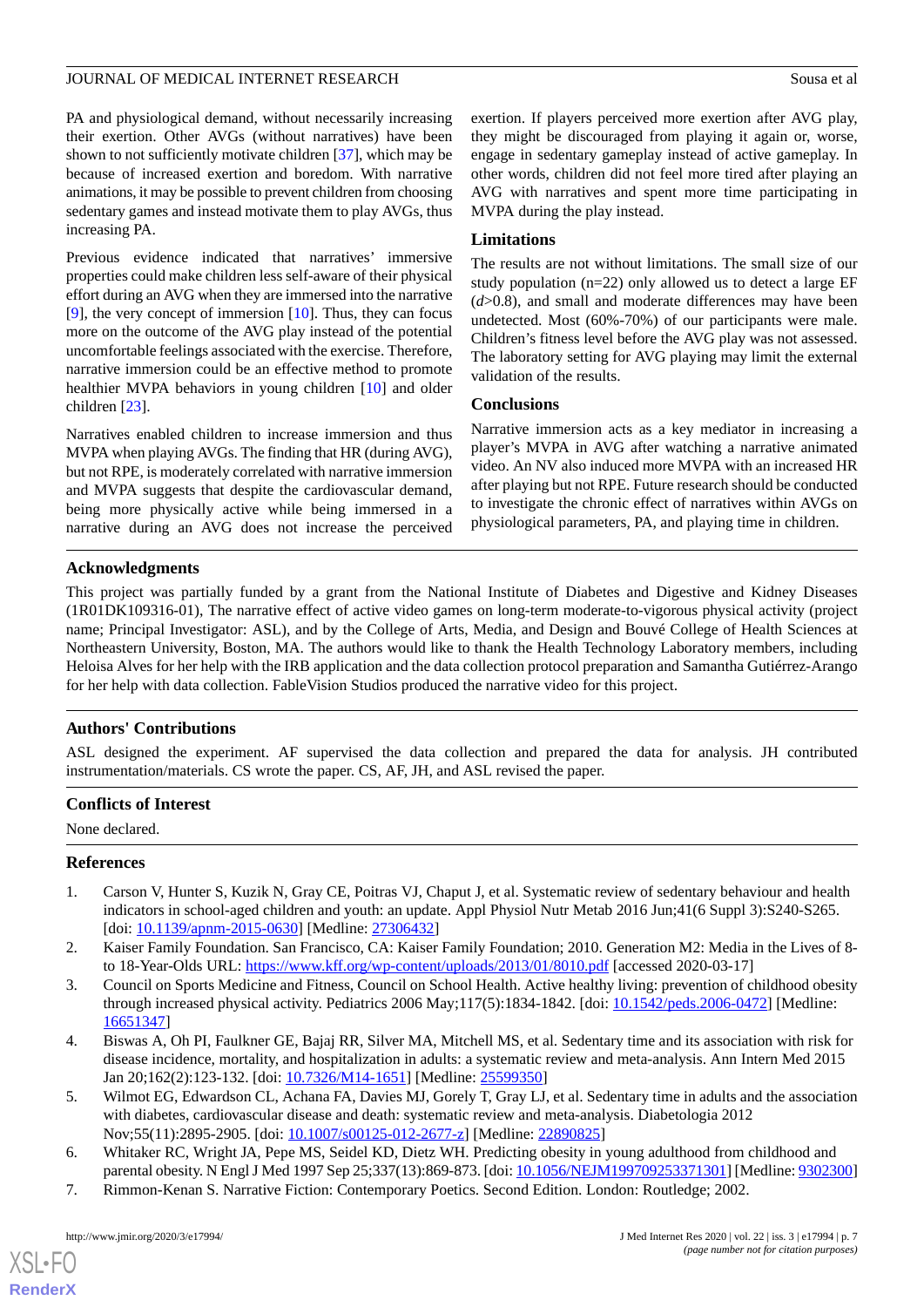PA and physiological demand, without necessarily increasing their exertion. Other AVGs (without narratives) have been shown to not sufficiently motivate children [37], which may be because of increased exertion and boredom. With narrative animations, it may be possible to prevent children from choosing sedentary games and instead motivate them to play AVGs, thus increasing PA.

Previous evidence indicated that narratives' immersive properties could make children less self-aware of their physical effort during an AVG when they are immersed into the narrative [9], the very concept of immersion [10]. Thus, they can focus more on the outcome of the AVG play instead of the potential uncomfortable feelings associated with the exercise. Therefore, narrative immersion could be an effective method to promote healthier MVPA behaviors in young children [10] and older children [23].

Narratives enabled children to increase immersion and thus MVPA when playing AVGs. The finding that HR (during AVG), but not RPE, is moderately correlated with narrative immersion and MVPA suggests that despite the cardiovascular demand, being more physically active while being immersed in a narrative during an AVG does not increase the perceived exertion. If players perceived more exertion after AVG play, they might be discouraged from playing it again or, worse, engage in sedentary gameplay instead of active gameplay. In other words, children did not feel more tired after playing an AVG with narratives and spent more time participating in MVPA during the play instead.

### Limitations

The results are not without limitations. The small size of our study population (n=22) only allowed us to detect a large EF ($d$>0.8), and small and moderate differences may have been undetected. Most (60%-70%) of our participants were male. Children's fitness level before the AVG play was not assessed. The laboratory setting for AVG playing may limit the external validation of the results.

### Conclusions

Narrative immersion acts as a key mediator in increasing a player's MVPA in AVG after watching a narrative animated video. An NV also induced more MVPA with an increased HR after playing but not RPE. Future research should be conducted to investigate the chronic effect of narratives within AVGs on physiological parameters, PA, and playing time in children.

## Acknowledgments

This project was partially funded by a grant from the National Institute of Diabetes and Digestive and Kidney Diseases (1R01DK109316-01), The narrative effect of active video games on long-term moderate-to-vigorous physical activity (project name; Principal Investigator: ASL), and by the College of Arts, Media, and Design and Bouvé College of Health Sciences at Northeastern University, Boston, MA. The authors would like to thank the Health Technology Laboratory members, including Heloisa Alves for her help with the IRB application and the data collection protocol preparation and Samantha Gutiérrez-Arango for her help with data collection. FableVision Studios produced the narrative video for this project.

## Authors' Contributions

ASL designed the experiment. AF supervised the data collection and prepared the data for analysis. JH contributed instrumentation/materials. CS wrote the paper. CS, AF, JH, and ASL revised the paper.

## Conflicts of Interest

None declared.

## References

1. Carson V, Hunter S, Kuzik N, Gray CE, Poitras VJ, Chaput J, et al. Systematic review of sedentary behaviour and health indicators in school-aged children and youth: an update. Appl Physiol Nutr Metab 2016 Jun;41(6 Suppl 3):S240-S265. [doi: 10.1139/apnm-2015-0630] [Medline: 27306432]
2. Kaiser Family Foundation. San Francisco, CA: Kaiser Family Foundation; 2010. Generation M2: Media in the Lives of 8- to 18-Year-Olds URL: https://www.kff.org/wp-content/uploads/2013/01/8010.pdf [accessed 2020-03-17]
3. Council on Sports Medicine and Fitness, Council on School Health. Active healthy living: prevention of childhood obesity through increased physical activity. Pediatrics 2006 May;117(5):1834-1842. [doi: 10.1542/peds.2006-0472] [Medline: 16651347]
4. Biswas A, Oh PI, Faulkner GE, Bajaj RR, Silver MA, Mitchell MS, et al. Sedentary time and its association with risk for disease incidence, mortality, and hospitalization in adults: a systematic review and meta-analysis. Ann Intern Med 2015 Jan 20;162(2):123-132. [doi: 10.7326/M14-1651] [Medline: 25599350]
5. Wilmot EG, Edwardson CL, Achana FA, Davies MJ, Gorely T, Gray LJ, et al. Sedentary time in adults and the association with diabetes, cardiovascular disease and death: systematic review and meta-analysis. Diabetologia 2012 Nov;55(11):2895-2905. [doi: 10.1007/s00125-012-2677-z] [Medline: 22890825]
6. Whitaker RC, Wright JA, Pepe MS, Seidel KD, Dietz WH. Predicting obesity in young adulthood from childhood and parental obesity. N Engl J Med 1997 Sep 25;337(13):869-873. [doi: 10.1056/NEJM199709253371301] [Medline: 9302300]
7. Rimmon-Kenan S. Narrative Fiction: Contemporary Poetics. Second Edition. London: Routledge; 2002.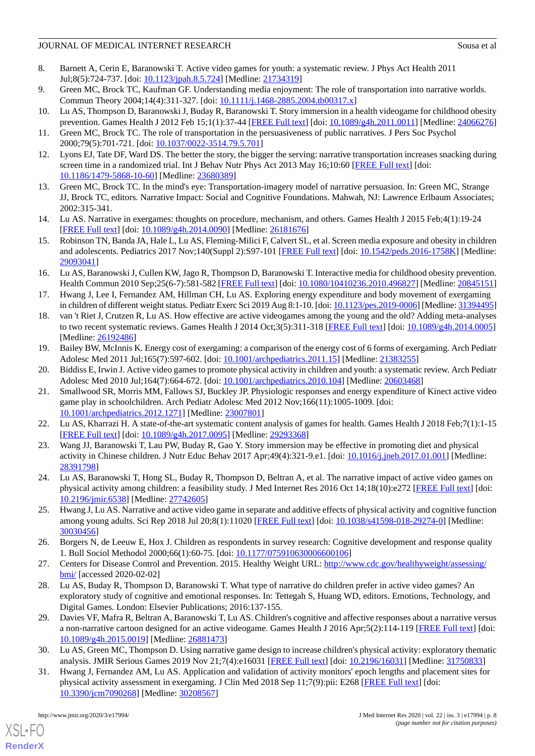8. Barnett A, Cerin E, Baranowski T. Active video games for youth: a systematic review. J Phys Act Health 2011 Jul;8(5):724-737. [doi: 10.1123/jpah.8.5.724] [Medline: 21734319]
9. Green MC, Brock TC, Kaufman GF. Understanding media enjoyment: The role of transportation into narrative worlds. Commun Theory 2004;14(4):311-327. [doi: 10.1111/j.1468-2885.2004.tb00317.x]
10. Lu AS, Thompson D, Baranowski J, Buday R, Baranowski T. Story immersion in a health videogame for childhood obesity prevention. Games Health J 2012 Feb 15;1(1):37-44 [FREE Full text] [doi: 10.1089/g4h.2011.0011] [Medline: 24066276]
11. Green MC, Brock TC. The role of transportation in the persuasiveness of public narratives. J Pers Soc Psychol 2000;79(5):701-721. [doi: 10.1037/0022-3514.79.5.701]
12. Lyons EJ, Tate DF, Ward DS. The better the story, the bigger the serving: narrative transportation increases snacking during screen time in a randomized trial. Int J Behav Nutr Phys Act 2013 May 16;10:60 [FREE Full text] [doi: 10.1186/1479-5868-10-60] [Medline: 23680389]
13. Green MC, Brock TC. In the mind's eye: Transportation-imagery model of narrative persuasion. In: Green MC, Strange JJ, Brock TC, editors. Narrative Impact: Social and Cognitive Foundations. Mahwah, NJ: Lawrence Erlbaum Associates; 2002:315-341.
14. Lu AS. Narrative in exergames: thoughts on procedure, mechanism, and others. Games Health J 2015 Feb;4(1):19-24 [FREE Full text] [doi: 10.1089/g4h.2014.0090] [Medline: 26181676]
15. Robinson TN, Banda JA, Hale L, Lu AS, Fleming-Milici F, Calvert SL, et al. Screen media exposure and obesity in children and adolescents. Pediatrics 2017 Nov;140(Suppl 2):S97-101 [FREE Full text] [doi: 10.1542/peds.2016-1758K] [Medline: 29093041]
16. Lu AS, Baranowski J, Cullen KW, Jago R, Thompson D, Baranowski T. Interactive media for childhood obesity prevention. Health Commun 2010 Sep;25(6-7):581-582 [FREE Full text] [doi: 10.1080/10410236.2010.496827] [Medline: 20845151]
17. Hwang J, Lee I, Fernandez AM, Hillman CH, Lu AS. Exploring energy expenditure and body movement of exergaming in children of different weight status. Pediatr Exerc Sci 2019 Aug 8:1-10. [doi: 10.1123/pes.2019-0006] [Medline: 31394495]
18. van 't Riet J, Crutzen R, Lu AS. How effective are active videogames among the young and the old? Adding meta-analyses to two recent systematic reviews. Games Health J 2014 Oct;3(5):311-318 [FREE Full text] [doi: 10.1089/g4h.2014.0005] [Medline: 26192486]
19. Bailey BW, McInnis K. Energy cost of exergaming: a comparison of the energy cost of 6 forms of exergaming. Arch Pediatr Adolesc Med 2011 Jul;165(7):597-602. [doi: 10.1001/archpediatrics.2011.15] [Medline: 21383255]
20. Biddiss E, Irwin J. Active video games to promote physical activity in children and youth: a systematic review. Arch Pediatr Adolesc Med 2010 Jul;164(7):664-672. [doi: 10.1001/archpediatrics.2010.104] [Medline: 20603468]
21. Smallwood SR, Morris MM, Fallows SJ, Buckley JP. Physiologic responses and energy expenditure of Kinect active video game play in schoolchildren. Arch Pediatr Adolesc Med 2012 Nov;166(11):1005-1009. [doi: 10.1001/archpediatrics.2012.1271] [Medline: 23007801]
22. Lu AS, Kharrazi H. A state-of-the-art systematic content analysis of games for health. Games Health J 2018 Feb;7(1):1-15 [FREE Full text] [doi: 10.1089/g4h.2017.0095] [Medline: 29293368]
23. Wang JJ, Baranowski T, Lau PW, Buday R, Gao Y. Story immersion may be effective in promoting diet and physical activity in Chinese children. J Nutr Educ Behav 2017 Apr;49(4):321-9.e1. [doi: 10.1016/j.jneb.2017.01.001] [Medline: 28391798]
24. Lu AS, Baranowski T, Hong SL, Buday R, Thompson D, Beltran A, et al. The narrative impact of active video games on physical activity among children: a feasibility study. J Med Internet Res 2016 Oct 14;18(10):e272 [FREE Full text] [doi: 10.2196/jmir.6538] [Medline: 27742605]
25. Hwang J, Lu AS. Narrative and active video game in separate and additive effects of physical activity and cognitive function among young adults. Sci Rep 2018 Jul 20;8(1):11020 [FREE Full text] [doi: 10.1038/s41598-018-29274-0] [Medline: 30030456]
26. Borgers N, de Leeuw E, Hox J. Children as respondents in survey research: Cognitive development and response quality 1. Bull Sociol Methodol 2000;66(1):60-75. [doi: 10.1177/075910630006600106]
27. Centers for Disease Control and Prevention. 2015. Healthy Weight URL: http://www.cdc.gov/healthyweight/assessing/bmi/ [accessed 2020-02-02]
28. Lu AS, Buday R, Thompson D, Baranowski T. What type of narrative do children prefer in active video games? An exploratory study of cognitive and emotional responses. In: Tettegah S, Huang WD, editors. Emotions, Technology, and Digital Games. London: Elsevier Publications; 2016:137-155.
29. Davies VF, Mafra R, Beltran A, Baranowski T, Lu AS. Children's cognitive and affective responses about a narrative versus a non-narrative cartoon designed for an active videogame. Games Health J 2016 Apr;5(2):114-119 [FREE Full text] [doi: 10.1089/g4h.2015.0019] [Medline: 26881473]
30. Lu AS, Green MC, Thompson D. Using narrative game design to increase children's physical activity: exploratory thematic analysis. JMIR Serious Games 2019 Nov 21;7(4):e16031 [FREE Full text] [doi: 10.2196/16031] [Medline: 31750833]
31. Hwang J, Fernandez AM, Lu AS. Application and validation of activity monitors' epoch lengths and placement sites for physical activity assessment in exergaming. J Clin Med 2018 Sep 11;7(9):pii: E268 [FREE Full text] [doi: 10.3390/jcm7090268] [Medline: 30208567]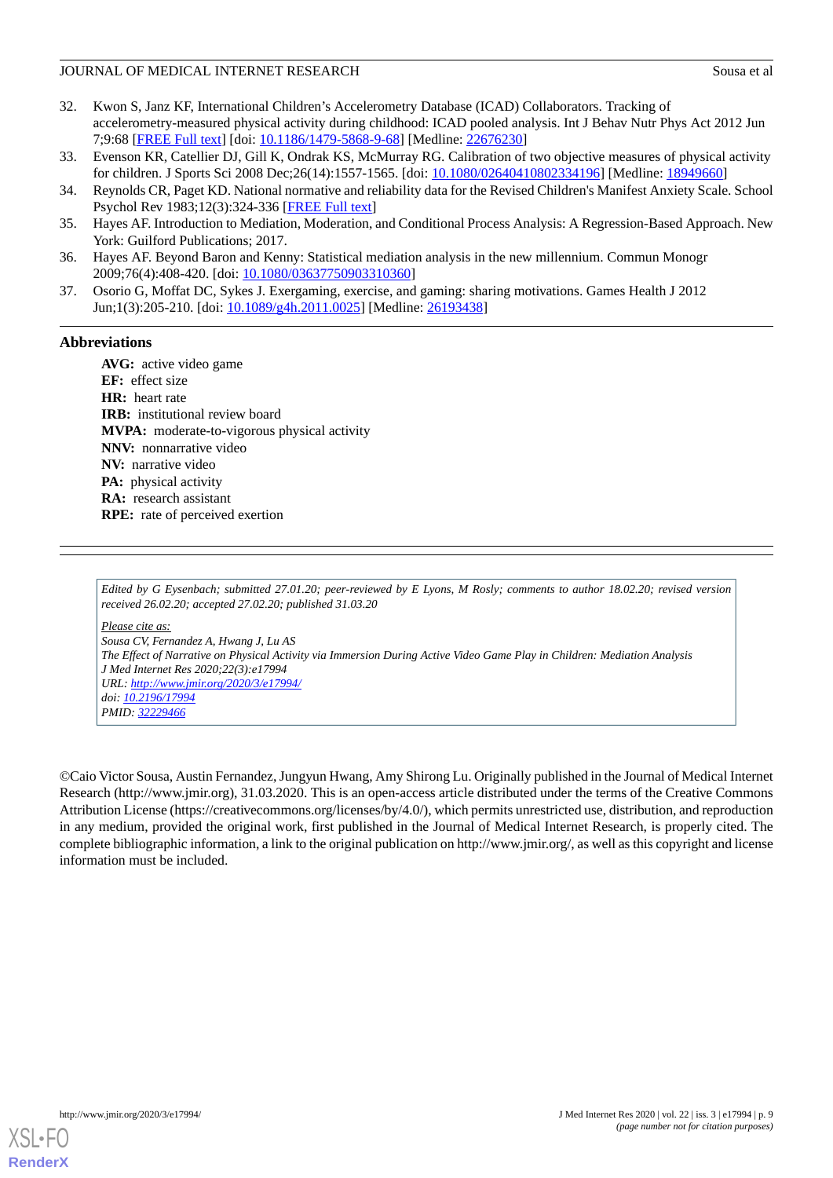32. Kwon S, Janz KF, International Children's Accelerometry Database (ICAD) Collaborators. Tracking of accelerometry-measured physical activity during childhood: ICAD pooled analysis. Int J Behav Nutr Phys Act 2012 Jun 7;9:68 [FREE Full text] [doi: 10.1186/1479-5868-9-68] [Medline: 22676230]
33. Evenson KR, Catellier DJ, Gill K, Ondrak KS, McMurray RG. Calibration of two objective measures of physical activity for children. J Sports Sci 2008 Dec;26(14):1557-1565. [doi: 10.1080/02640410802334196] [Medline: 18949660]
34. Reynolds CR, Paget KD. National normative and reliability data for the Revised Children's Manifest Anxiety Scale. School Psychol Rev 1983;12(3):324-336 [FREE Full text]
35. Hayes AF. Introduction to Mediation, Moderation, and Conditional Process Analysis: A Regression-Based Approach. New York: Guilford Publications; 2017.
36. Hayes AF. Beyond Baron and Kenny: Statistical mediation analysis in the new millennium. Commun Monogr 2009;76(4):408-420. [doi: 10.1080/03637750903310360]
37. Osorio G, Moffat DC, Sykes J. Exergaming, exercise, and gaming: sharing motivations. Games Health J 2012 Jun;1(3):205-210. [doi: 10.1089/g4h.2011.0025] [Medline: 26193438]

## Abbreviations

**AVG:** active video game
**EF:** effect size
**HR:** heart rate
**IRB:** institutional review board
**MVPA:** moderate-to-vigorous physical activity
**NNV:** nonnarrative video
**NV:** narrative video
**PA:** physical activity
**RA:** research assistant
**RPE:** rate of perceived exertion

---

*Edited by G Eysenbach; submitted 27.01.20; peer-reviewed by E Lyons, M Rosly; comments to author 18.02.20; revised version received 26.02.20; accepted 27.02.20; published 31.03.20*

*Please cite as:*
*Sousa CV, Fernandez A, Hwang J, Lu AS*
*The Effect of Narrative on Physical Activity via Immersion During Active Video Game Play in Children: Mediation Analysis*
*J Med Internet Res 2020;22(3):e17994*
*URL: http://www.jmir.org/2020/3/e17994/*
*doi: 10.2196/17994*
*PMID: 32229466*

©Caio Victor Sousa, Austin Fernandez, Jungyun Hwang, Amy Shirong Lu. Originally published in the Journal of Medical Internet Research (http://www.jmir.org), 31.03.2020. This is an open-access article distributed under the terms of the Creative Commons Attribution License (https://creativecommons.org/licenses/by/4.0/), which permits unrestricted use, distribution, and reproduction in any medium, provided the original work, first published in the Journal of Medical Internet Research, is properly cited. The complete bibliographic information, a link to the original publication on http://www.jmir.org/, as well as this copyright and license information must be included.